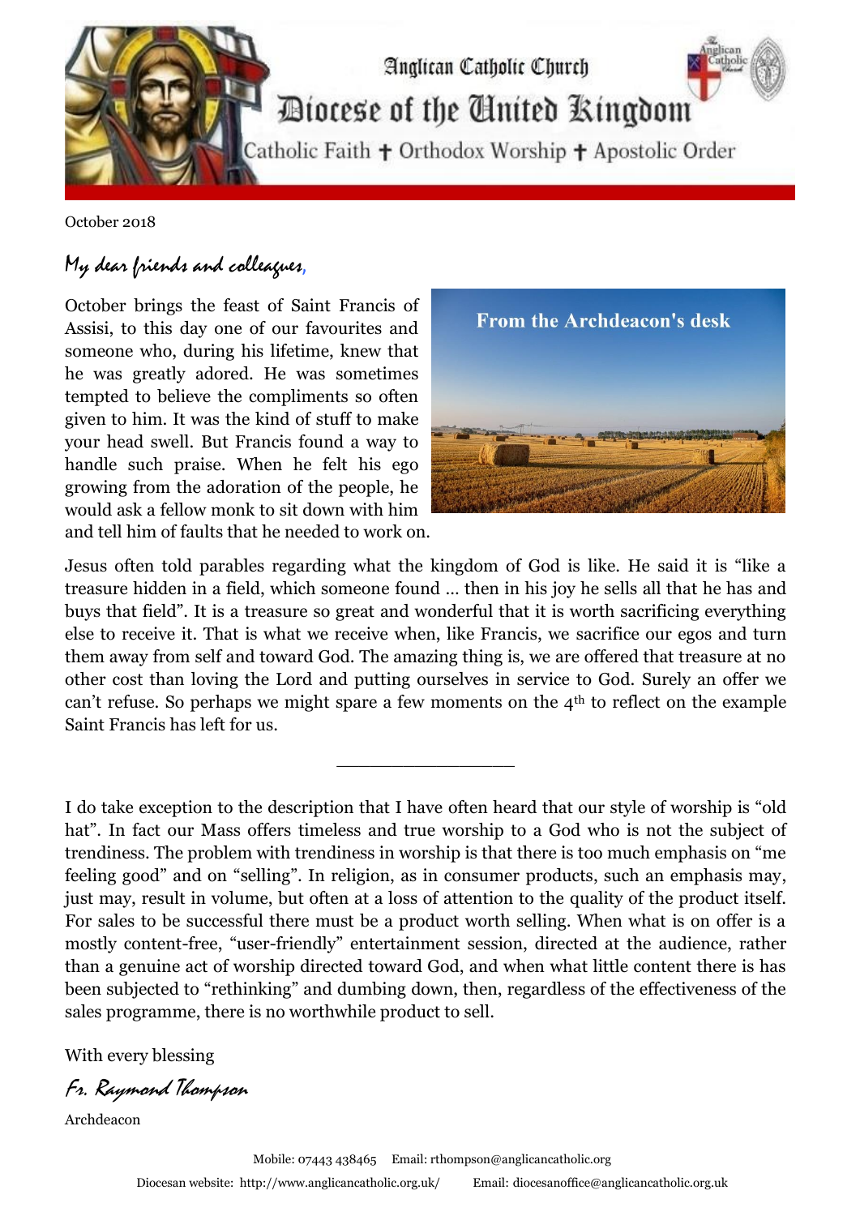Anglican Catholic Church

# Diocese of the United Kingdom

Catholic Faith ✝ Orthodox Worship ✝ Apostolic Order

October 2018

*My dear friends and colleagues,*

**From the Archdeacon's desk**

October brings the feast of Saint Francis of Assisi, to this day one of our favourites and someone who, during his lifetime, knew that he was greatly adored. He was sometimes tempted to believe the compliments so often given to him. It was the kind of stuff to make your head swell. But Francis found a way to handle such praise. When he felt his ego growing from the adoration of the people, he would ask a fellow monk to sit down with him and tell him of faults that he needed to work on.

Jesus often told parables regarding what the kingdom of God is like. He said it is "like a treasure hidden in a field, which someone found … then in his joy he sells all that he has and buys that field". It is a treasure so great and wonderful that it is worth sacrificing everything else to receive it. That is what we receive when, like Francis, we sacrifice our egos and turn them away from self and toward God. The amazing thing is, we are offered that treasure at no other cost than loving the Lord and putting ourselves in service to God. Surely an offer we can't refuse. So perhaps we might spare a few moments on the 4th to reflect on the example Saint Francis has left for us.

---

I do take exception to the description that I have often heard that our style of worship is "old hat". In fact our Mass offers timeless and true worship to a God who is not the subject of trendiness. The problem with trendiness in worship is that there is too much emphasis on "me feeling good" and on "selling". In religion, as in consumer products, such an emphasis may, just may, result in volume, but often at a loss of attention to the quality of the product itself. For sales to be successful there must be a product worth selling. When what is on offer is a mostly content-free, "user-friendly" entertainment session, directed at the audience, rather than a genuine act of worship directed toward God, and when what little content there is has been subjected to "rethinking" and dumbing down, then, regardless of the effectiveness of the sales programme, there is no worthwhile product to sell.

With every blessing

*Fr. Raymond Thompson*

Archdeacon

Mobile: 07443 438465 Email: rthompson@anglicancatholic.org

Diocesan website: http://www.anglicancatholic.org.uk/ Email: diocesanoffice@anglicancatholic.org.uk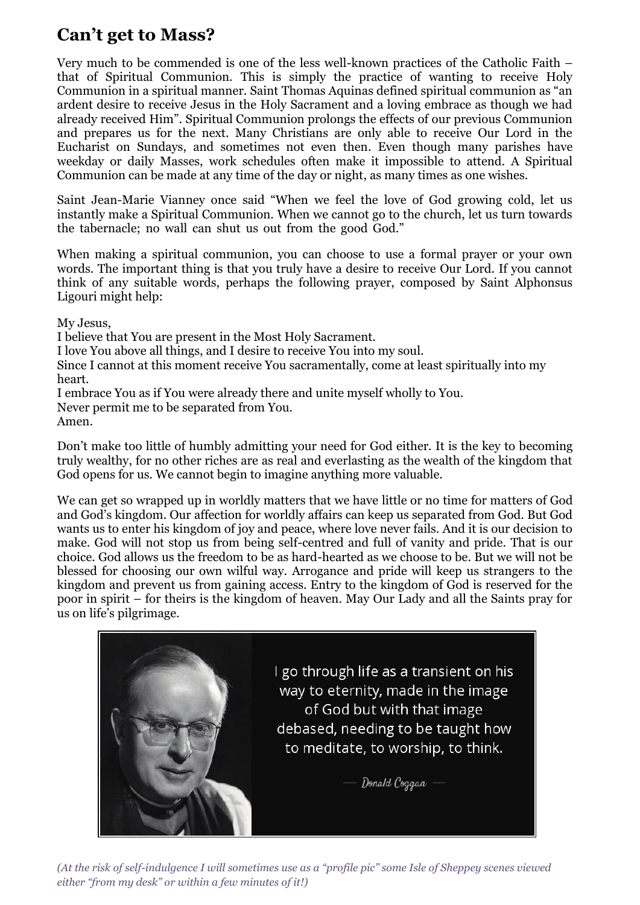## Can't get to Mass?

Very much to be commended is one of the less well-known practices of the Catholic Faith – that of Spiritual Communion. This is simply the practice of wanting to receive Holy Communion in a spiritual manner. Saint Thomas Aquinas defined spiritual communion as "an ardent desire to receive Jesus in the Holy Sacrament and a loving embrace as though we had already received Him". Spiritual Communion prolongs the effects of our previous Communion and prepares us for the next. Many Christians are only able to receive Our Lord in the Eucharist on Sundays, and sometimes not even then. Even though many parishes have weekday or daily Masses, work schedules often make it impossible to attend. A Spiritual Communion can be made at any time of the day or night, as many times as one wishes.

Saint Jean-Marie Vianney once said "When we feel the love of God growing cold, let us instantly make a Spiritual Communion. When we cannot go to the church, let us turn towards the tabernacle; no wall can shut us out from the good God."

When making a spiritual communion, you can choose to use a formal prayer or your own words. The important thing is that you truly have a desire to receive Our Lord. If you cannot think of any suitable words, perhaps the following prayer, composed by Saint Alphonsus Ligouri might help:

My Jesus,  
I believe that You are present in the Most Holy Sacrament.  
I love You above all things, and I desire to receive You into my soul.  
Since I cannot at this moment receive You sacramentally, come at least spiritually into my heart.  
I embrace You as if You were already there and unite myself wholly to You.  
Never permit me to be separated from You.  
Amen.

Don't make too little of humbly admitting your need for God either. It is the key to becoming truly wealthy, for no other riches are as real and everlasting as the wealth of the kingdom that God opens for us. We cannot begin to imagine anything more valuable.

We can get so wrapped up in worldly matters that we have little or no time for matters of God and God's kingdom. Our affection for worldly affairs can keep us separated from God. But God wants us to enter his kingdom of joy and peace, where love never fails. And it is our decision to make. God will not stop us from being self-centred and full of vanity and pride. That is our choice. God allows us the freedom to be as hard-hearted as we choose to be. But we will not be blessed for choosing our own wilful way. Arrogance and pride will keep us strangers to the kingdom and prevent us from gaining access. Entry to the kingdom of God is reserved for the poor in spirit – for theirs is the kingdom of heaven. May Our Lady and all the Saints pray for us on life's pilgrimage.

I go through life as a transient on his way to eternity, made in the image of God but with that image debased, needing to be taught how to meditate, to worship, to think.

— Donald Coggan —

*(At the risk of self-indulgence I will sometimes use as a "profile pic" some Isle of Sheppey scenes viewed either "from my desk" or within a few minutes of it!)*